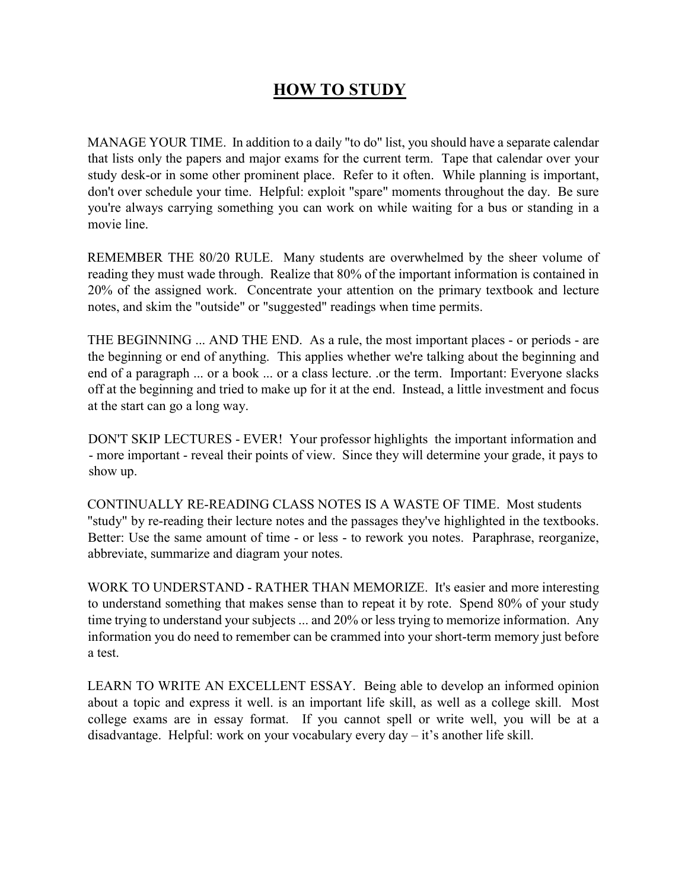# HOW TO STUDY

MANAGE YOUR TIME. In addition to a daily "to do" list, you should have a separate calendar that lists only the papers and major exams for the current term. Tape that calendar over your study desk-or in some other prominent place. Refer to it often. While planning is important, don't over schedule your time. Helpful: exploit "spare" moments throughout the day. Be sure you're always carrying something you can work on while waiting for a bus or standing in a movie line.

REMEMBER THE 80/20 RULE. Many students are overwhelmed by the sheer volume of reading they must wade through. Realize that 80% of the important information is contained in 20% of the assigned work. Concentrate your attention on the primary textbook and lecture notes, and skim the "outside" or "suggested" readings when time permits.

THE BEGINNING ... AND THE END. As a rule, the most important places - or periods - are the beginning or end of anything. This applies whether we're talking about the beginning and end of a paragraph ... or a book ... or a class lecture. .or the term. Important: Everyone slacks off at the beginning and tried to make up for it at the end. Instead, a little investment and focus at the start can go a long way.

DON'T SKIP LECTURES - EVER! Your professor highlights the important information and - more important - reveal their points of view. Since they will determine your grade, it pays to show up.

CONTINUALLY RE-READING CLASS NOTES IS A WASTE OF TIME. Most students "study" by re-reading their lecture notes and the passages they've highlighted in the textbooks. Better: Use the same amount of time - or less - to rework you notes. Paraphrase, reorganize, abbreviate, summarize and diagram your notes.

WORK TO UNDERSTAND - RATHER THAN MEMORIZE. It's easier and more interesting to understand something that makes sense than to repeat it by rote. Spend 80% of your study time trying to understand your subjects ... and 20% or less trying to memorize information. Any information you do need to remember can be crammed into your short-term memory just before a test.

LEARN TO WRITE AN EXCELLENT ESSAY. Being able to develop an informed opinion about a topic and express it well. is an important life skill, as well as a college skill. Most college exams are in essay format. If you cannot spell or write well, you will be at a disadvantage. Helpful: work on your vocabulary every day – it's another life skill.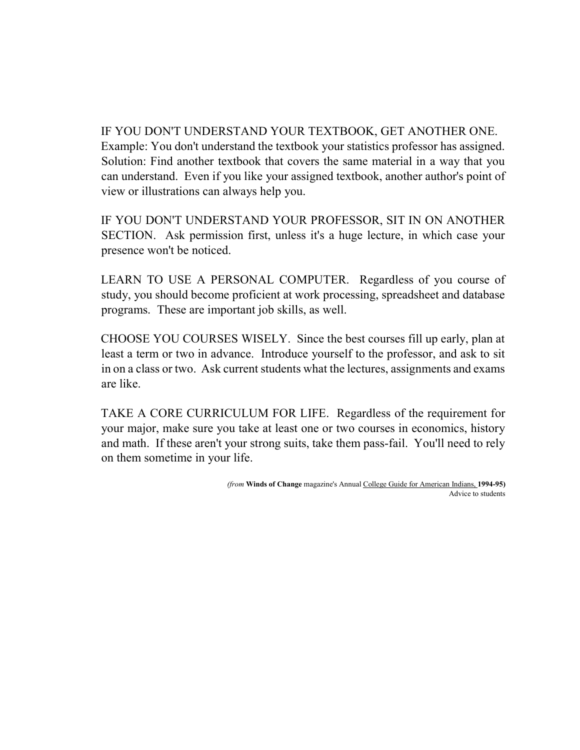IF YOU DON'T UNDERSTAND YOUR TEXTBOOK, GET ANOTHER ONE. Example: You don't understand the textbook your statistics professor has assigned. Solution: Find another textbook that covers the same material in a way that you can understand. Even if you like your assigned textbook, another author's point of view or illustrations can always help you.

IF YOU DON'T UNDERSTAND YOUR PROFESSOR, SIT IN ON ANOTHER SECTION. Ask permission first, unless it's a huge lecture, in which case your presence won't be noticed.

LEARN TO USE A PERSONAL COMPUTER. Regardless of you course of study, you should become proficient at work processing, spreadsheet and database programs. These are important job skills, as well.

CHOOSE YOU COURSES WISELY. Since the best courses fill up early, plan at least a term or two in advance. Introduce yourself to the professor, and ask to sit in on a class or two. Ask current students what the lectures, assignments and exams are like.

TAKE A CORE CURRICULUM FOR LIFE. Regardless of the requirement for your major, make sure you take at least one or two courses in economics, history and math. If these aren't your strong suits, take them pass-fail. You'll need to rely on them sometime in your life.

*(from* **Winds of Change** magazine's Annual College Guide for American Indians, **1994-95)**
Advice to students